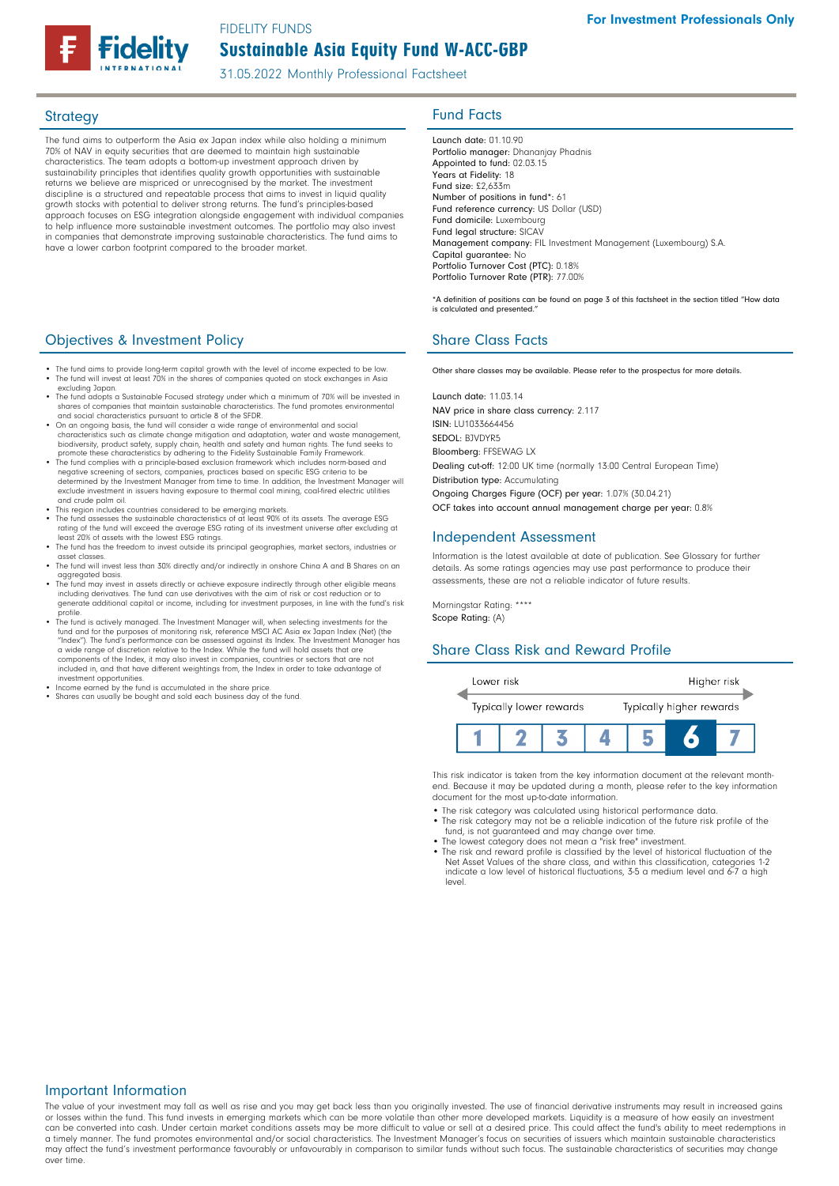For Investment Professionals Only

FIDELITY FUNDS

# Sustainable Asia Equity Fund W-ACC-GBP

31.05.2022 Monthly Professional Factsheet

## Strategy

The fund aims to outperform the Asia ex Japan index while also holding a minimum 70% of NAV in equity securities that are deemed to maintain high sustainable characteristics. The team adopts a bottom-up investment approach driven by sustainability principles that identifies quality growth opportunities with sustainable returns we believe are mispriced or unrecognised by the market. The investment discipline is a structured and repeatable process that aims to invest in liquid quality growth stocks with potential to deliver strong returns. The fund's principles-based approach focuses on ESG integration alongside engagement with individual companies to help influence more sustainable investment outcomes. The portfolio may also invest in companies that demonstrate improving sustainable characteristics. The fund aims to have a lower carbon footprint compared to the broader market.

## Objectives & Investment Policy

- The fund aims to provide long-term capital growth with the level of income expected to be low.
- The fund will invest at least 70% in the shares of companies quoted on stock exchanges in Asia excluding Japan.
- The fund adopts a Sustainable Focused strategy under which a minimum of 70% will be invested in shares of companies that maintain sustainable characteristics. The fund promotes environmental and social characteristics pursuant to article 8 of the SFDR.
- On an ongoing basis, the fund will consider a wide range of environmental and social characteristics such as climate change mitigation and adaptation, water and waste management, biodiversity, product safety, supply chain, health and safety and human rights. The fund seeks to promote these characteristics by adhering to the Fidelity Sustainable Family Framework.
- The fund complies with a principle-based exclusion framework which includes norm-based and negative screening of sectors, companies, practices based on specific ESG criteria to be determined by the Investment Manager from time to time. In addition, the Investment Manager will exclude investment in issuers having exposure to thermal coal mining, coal-fired electric utilities and crude palm oil.
- This region includes countries considered to be emerging markets.
- The fund assesses the sustainable characteristics of at least 90% of its assets. The average ESG rating of the fund will exceed the average ESG rating of its investment universe after excluding at least 20% of assets with the lowest ESG ratings.
- The fund has the freedom to invest outside its principal geographies, market sectors, industries or asset classes.
- The fund will invest less than 30% directly and/or indirectly in onshore China A and B Shares on an aggregated basis.
- The fund may invest in assets directly or achieve exposure indirectly through other eligible means including derivatives. The fund can use derivatives with the aim of risk or cost reduction or to generate additional capital or income, including for investment purposes, in line with the fund's risk profile.
- The fund is actively managed. The Investment Manager will, when selecting investments for the fund and for the purposes of monitoring risk, reference MSCI AC Asia ex Japan Index (Net) (the "Index"). The fund's performance can be assessed against its Index. The Investment Manager has a wide range of discretion relative to the Index. While the fund will hold assets that are components of the Index, it may also invest in companies, countries or sectors that are not included in, and that have different weightings from, the Index in order to take advantage of investment opportunities.
- Income earned by the fund is accumulated in the share price.
- Shares can usually be bought and sold each business day of the fund.

## Fund Facts

Launch date: 01.10.90
Portfolio manager: Dhananjay Phadnis
Appointed to fund: 02.03.15
Years at Fidelity: 18
Fund size: £2,633m
Number of positions in fund*: 61
Fund reference currency: US Dollar (USD)
Fund domicile: Luxembourg
Fund legal structure: SICAV
Management company: FIL Investment Management (Luxembourg) S.A.
Capital guarantee: No
Portfolio Turnover Cost (PTC): 0.18%
Portfolio Turnover Rate (PTR): 77.00%

*A definition of positions can be found on page 3 of this factsheet in the section titled "How data is calculated and presented."

## Share Class Facts

Other share classes may be available. Please refer to the prospectus for more details.

Launch date: 11.03.14
NAV price in share class currency: 2.117
ISIN: LU1033664456
SEDOL: BJVDYR5
Bloomberg: FFSEWAG LX
Dealing cut-off: 12:00 UK time (normally 13:00 Central European Time)
Distribution type: Accumulating
Ongoing Charges Figure (OCF) per year: 1.07% (30.04.21)
OCF takes into account annual management charge per year: 0.8%

## Independent Assessment

Information is the latest available at date of publication. See Glossary for further details. As some ratings agencies may use past performance to produce their assessments, these are not a reliable indicator of future results.

Morningstar Rating: ****
Scope Rating: (A)

## Share Class Risk and Reward Profile

| Lower risk | | | | | | Higher risk |
|---|---|---|---|---|---|---|
| Typically lower rewards | | | | | | Typically higher rewards |
| 1 | 2 | 3 | 4 | 5 | **6** | 7 |

This risk indicator is taken from the key information document at the relevant month-end. Because it may be updated during a month, please refer to the key information document for the most up-to-date information.

- The risk category was calculated using historical performance data.
- The risk category may not be a reliable indication of the future risk profile of the fund, is not guaranteed and may change over time.
- The lowest category does not mean a "risk free" investment.
- The risk and reward profile is classified by the level of historical fluctuation of the Net Asset Values of the share class, and within this classification, categories 1-2 indicate a low level of historical fluctuations, 3-5 a medium level and 6-7 a high level.

## Important Information

The value of your investment may fall as well as rise and you may get back less than you originally invested. The use of financial derivative instruments may result in increased gains or losses within the fund. This fund invests in emerging markets which can be more volatile than other more developed markets. Liquidity is a measure of how easily an investment can be converted into cash. Under certain market conditions assets may be more difficult to value or sell at a desired price. This could affect the fund's ability to meet redemptions in a timely manner. The fund promotes environmental and/or social characteristics. The Investment Manager's focus on securities of issuers which maintain sustainable characteristics may affect the fund's investment performance favourably or unfavourably in comparison to similar funds without such focus. The sustainable characteristics of securities may change over time.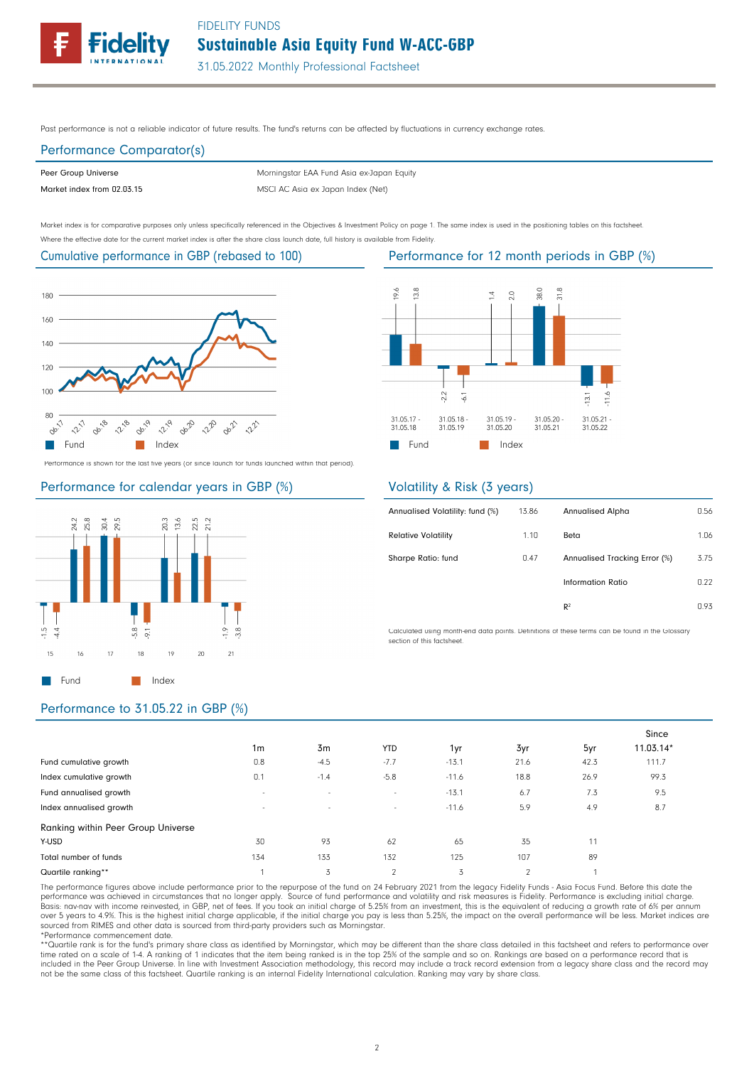Past performance is not a reliable indicator of future results. The fund's returns can be affected by fluctuations in currency exchange rates.

## Performance Comparator(s)

| | |
|---|---|
| Peer Group Universe | Morningstar EAA Fund Asia ex-Japan Equity |
| Market index from 02.03.15 | MSCI AC Asia ex Japan Index (Net) |

Market index is for comparative purposes only unless specifically referenced in the Objectives & Investment Policy on page 1. The same index is used in the positioning tables on this factsheet.
Where the effective date for the current market index is after the share class launch date, full history is available from Fidelity.

## Cumulative performance in GBP (rebased to 100)

Performance is shown for the last five years (or since launch for funds launched within that period).

## Performance for 12 month periods in GBP (%)

| | 31.05.17 - 31.05.18 | 31.05.18 - 31.05.19 | 31.05.19 - 31.05.20 | 31.05.20 - 31.05.21 | 31.05.21 - 31.05.22 |
|---|---|---|---|---|---|
| Fund | 19.6 | -2.2 | 1.4 | 38.0 | -13.1 |
| Index | 13.8 | -6.1 | 2.0 | 31.8 | -11.6 |

## Performance for calendar years in GBP (%)

| | 15 | 16 | 17 | 18 | 19 | 20 | 21 |
|---|---|---|---|---|---|---|---|
| Fund | -1.5 | 24.2 | 30.4 | -5.8 | 20.3 | 22.5 | -1.9 |
| Index | -4.4 | 25.8 | 29.5 | -9.1 | 13.6 | 21.2 | -3.8 |

## Volatility & Risk (3 years)

| | | | |
|---|---|---|---|
| Annualised Volatility: fund (%) | 13.86 | Annualised Alpha | 0.56 |
| Relative Volatility | 1.10 | Beta | 1.06 |
| Sharpe Ratio: fund | 0.47 | Annualised Tracking Error (%) | 3.75 |
| | | Information Ratio | 0.22 |
| | | $R^2$ | 0.93 |

Calculated using month-end data points. Definitions of these terms can be found in the Glossary section of this factsheet.

## Performance to 31.05.22 in GBP (%)

| | 1m | 3m | YTD | 1yr | 3yr | 5yr | Since 11.03.14* |
|---|---|---|---|---|---|---|---|
| Fund cumulative growth | 0.8 | -4.5 | -7.7 | -13.1 | 21.6 | 42.3 | 111.7 |
| Index cumulative growth | 0.1 | -1.4 | -5.8 | -11.6 | 18.8 | 26.9 | 99.3 |
| Fund annualised growth | - | - | - | -13.1 | 6.7 | 7.3 | 9.5 |
| Index annualised growth | - | - | - | -11.6 | 5.9 | 4.9 | 8.7 |
| **Ranking within Peer Group Universe** | | | | | | | |
| Y-USD | 30 | 93 | 62 | 65 | 35 | 11 | |
| Total number of funds | 134 | 133 | 132 | 125 | 107 | 89 | |
| Quartile ranking** | 1 | 3 | 2 | 3 | 2 | 1 | |

The performance figures above include performance prior to the repurpose of the fund on 24 February 2021 from the legacy Fidelity Funds - Asia Focus Fund. Before this date the performance was achieved in circumstances that no longer apply. Source of fund performance and volatility and risk measures is Fidelity. Performance is excluding initial charge.
Basis: nav-nav with income reinvested, in GBP, net of fees. If you took an initial charge of 5.25% from an investment, this is the equivalent of reducing a growth rate of 6% per annum over 5 years to 4.9%. This is the highest initial charge applicable, if the initial charge you pay is less than 5.25%, the impact on the overall performance will be less. Market indices are sourced from RIMES and other data is sourced from third-party providers such as Morningstar.
*Performance commencement date.
**Quartile rank is for the fund's primary share class as identified by Morningstar, which may be different than the share class detailed in this factsheet and refers to performance over time rated on a scale of 1-4. A ranking of 1 indicates that the item being ranked is in the top 25% of the sample and so on. Rankings are based on a performance record that is included in the Peer Group Universe. In line with Investment Association methodology, this record may include a track record extension from a legacy share class and the record may not be the same class of this factsheet. Quartile ranking is an internal Fidelity International calculation. Ranking may vary by share class.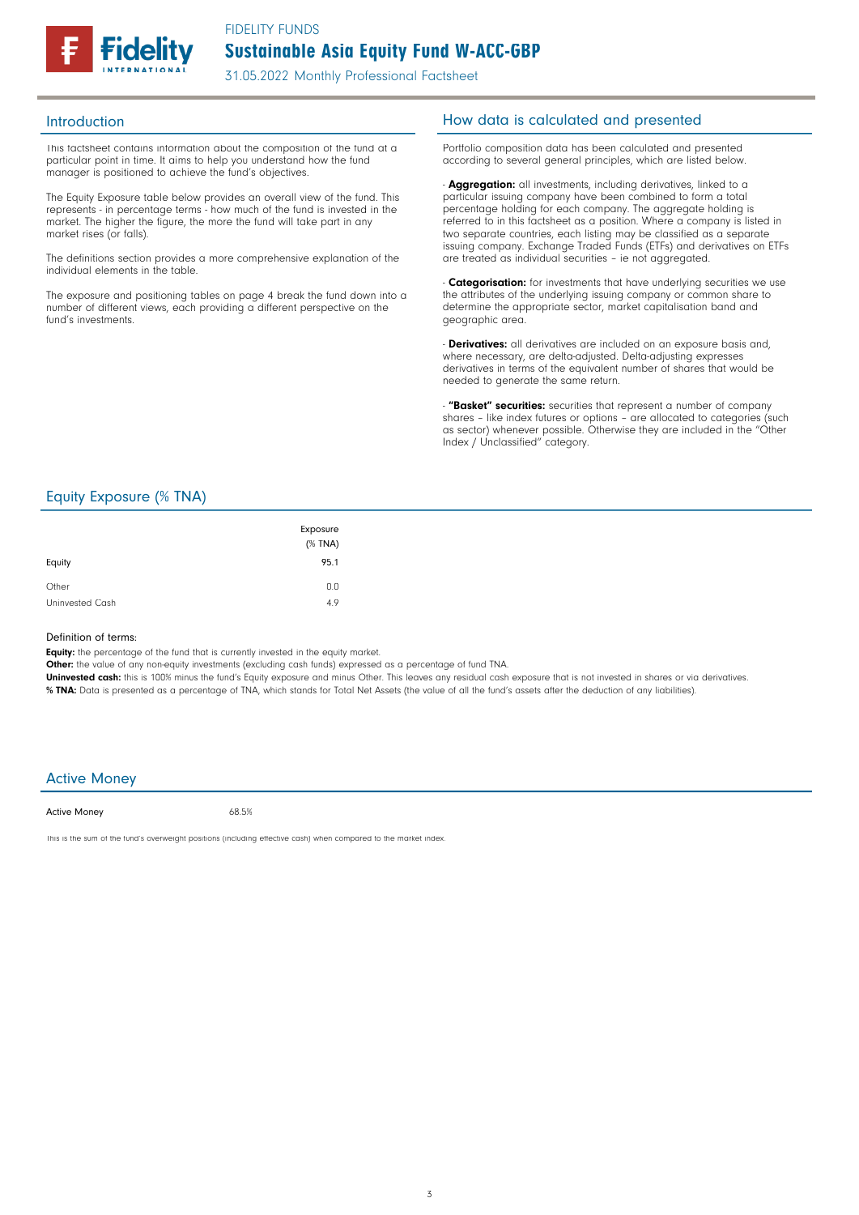FIDELITY FUNDS

# Sustainable Asia Equity Fund W-ACC-GBP

31.05.2022 Monthly Professional Factsheet

## Introduction

This factsheet contains information about the composition of the fund at a particular point in time. It aims to help you understand how the fund manager is positioned to achieve the fund's objectives.

The Equity Exposure table below provides an overall view of the fund. This represents - in percentage terms - how much of the fund is invested in the market. The higher the figure, the more the fund will take part in any market rises (or falls).

The definitions section provides a more comprehensive explanation of the individual elements in the table.

The exposure and positioning tables on page 4 break the fund down into a number of different views, each providing a different perspective on the fund's investments.

## How data is calculated and presented

Portfolio composition data has been calculated and presented according to several general principles, which are listed below.

- **Aggregation:** all investments, including derivatives, linked to a particular issuing company have been combined to form a total percentage holding for each company. The aggregate holding is referred to in this factsheet as a position. Where a company is listed in two separate countries, each listing may be classified as a separate issuing company. Exchange Traded Funds (ETFs) and derivatives on ETFs are treated as individual securities – ie not aggregated.

- **Categorisation:** for investments that have underlying securities we use the attributes of the underlying issuing company or common share to determine the appropriate sector, market capitalisation band and geographic area.

- **Derivatives:** all derivatives are included on an exposure basis and, where necessary, are delta-adjusted. Delta-adjusting expresses derivatives in terms of the equivalent number of shares that would be needed to generate the same return.

- **"Basket" securities:** securities that represent a number of company shares – like index futures or options – are allocated to categories (such as sector) whenever possible. Otherwise they are included in the "Other Index / Unclassified" category.

## Equity Exposure (% TNA)

| | Exposure (% TNA) |
|---|---|
| Equity | 95.1 |
| Other | 0.0 |
| Uninvested Cash | 4.9 |

Definition of terms:

**Equity:** the percentage of the fund that is currently invested in the equity market.
**Other:** the value of any non-equity investments (excluding cash funds) expressed as a percentage of fund TNA.
**Uninvested cash:** this is 100% minus the fund's Equity exposure and minus Other. This leaves any residual cash exposure that is not invested in shares or via derivatives.
**% TNA:** Data is presented as a percentage of TNA, which stands for Total Net Assets (the value of all the fund's assets after the deduction of any liabilities).

## Active Money

| Active Money | 68.5% |
|---|---|

This is the sum of the fund's overweight positions (including effective cash) when compared to the market index.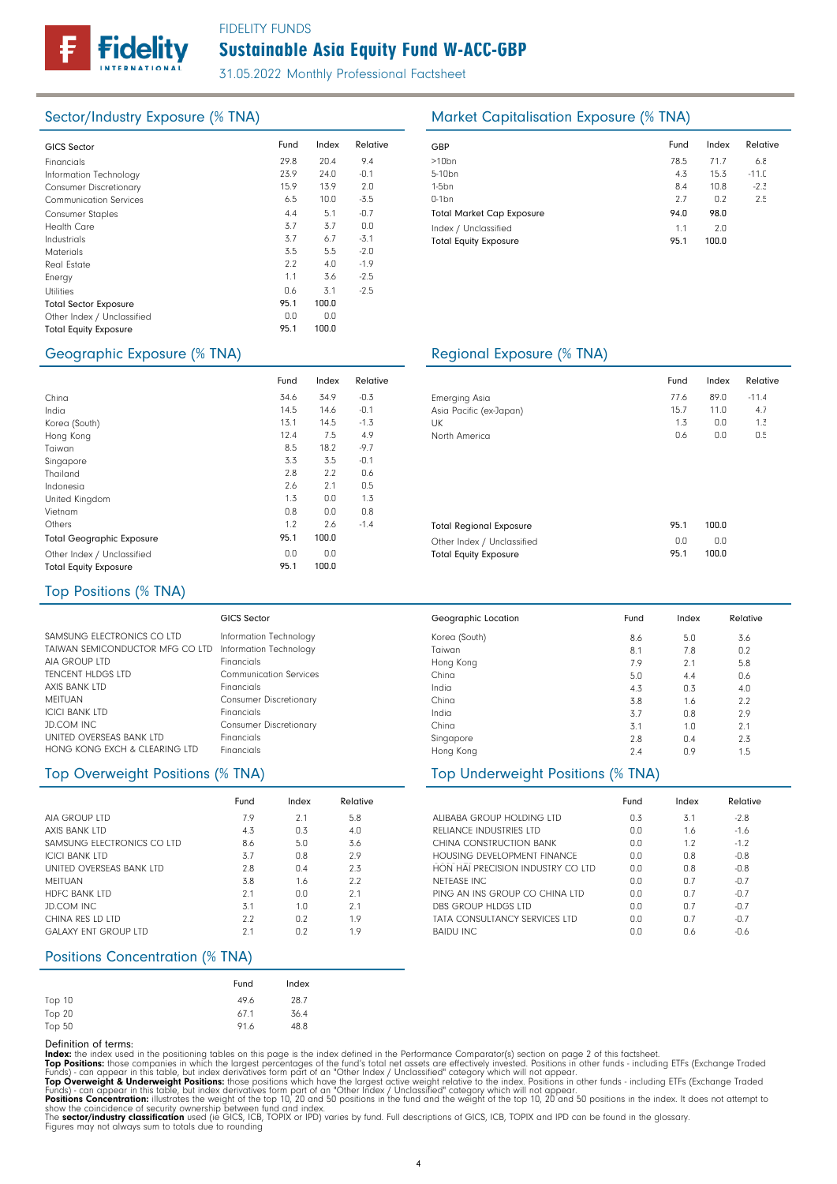FIDELITY FUNDS

# Sustainable Asia Equity Fund W-ACC-GBP

31.05.2022 Monthly Professional Factsheet

## Sector/Industry Exposure (% TNA)

| GICS Sector | Fund | Index | Relative |
|---|---|---|---|
| Financials | 29.8 | 20.4 | 9.4 |
| Information Technology | 23.9 | 24.0 | -0.1 |
| Consumer Discretionary | 15.9 | 13.9 | 2.0 |
| Communication Services | 6.5 | 10.0 | -3.5 |
| Consumer Staples | 4.4 | 5.1 | -0.7 |
| Health Care | 3.7 | 3.7 | 0.0 |
| Industrials | 3.7 | 6.7 | -3.1 |
| Materials | 3.5 | 5.5 | -2.0 |
| Real Estate | 2.2 | 4.0 | -1.9 |
| Energy | 1.1 | 3.6 | -2.5 |
| Utilities | 0.6 | 3.1 | -2.5 |
| **Total Sector Exposure** | **95.1** | **100.0** | |
| Other Index / Unclassified | 0.0 | 0.0 | |
| **Total Equity Exposure** | **95.1** | **100.0** | |

## Market Capitalisation Exposure (% TNA)

| GBP | Fund | Index | Relative |
|---|---|---|---|
| >10bn | 78.5 | 71.7 | 6.8 |
| 5-10bn | 4.3 | 15.3 | -11.0 |
| 1-5bn | 8.4 | 10.8 | -2.3 |
| 0-1bn | 2.7 | 0.2 | 2.5 |
| **Total Market Cap Exposure** | **94.0** | **98.0** | |
| Index / Unclassified | 1.1 | 2.0 | |
| **Total Equity Exposure** | **95.1** | **100.0** | |

## Geographic Exposure (% TNA)

| | Fund | Index | Relative |
|---|---|---|---|
| China | 34.6 | 34.9 | -0.3 |
| India | 14.5 | 14.6 | -0.1 |
| Korea (South) | 13.1 | 14.5 | -1.3 |
| Hong Kong | 12.4 | 7.5 | 4.9 |
| Taiwan | 8.5 | 18.2 | -9.7 |
| Singapore | 3.3 | 3.5 | -0.1 |
| Thailand | 2.8 | 2.2 | 0.6 |
| Indonesia | 2.6 | 2.1 | 0.5 |
| United Kingdom | 1.3 | 0.0 | 1.3 |
| Vietnam | 0.8 | 0.0 | 0.8 |
| Others | 1.2 | 2.6 | -1.4 |
| **Total Geographic Exposure** | **95.1** | **100.0** | |
| Other Index / Unclassified | 0.0 | 0.0 | |
| **Total Equity Exposure** | **95.1** | **100.0** | |

## Regional Exposure (% TNA)

| | Fund | Index | Relative |
|---|---|---|---|
| Emerging Asia | 77.6 | 89.0 | -11.4 |
| Asia Pacific (ex-Japan) | 15.7 | 11.0 | 4.7 |
| UK | 1.3 | 0.0 | 1.3 |
| North America | 0.6 | 0.0 | 0.5 |
| **Total Regional Exposure** | **95.1** | **100.0** | |
| Other Index / Unclassified | 0.0 | 0.0 | |
| **Total Equity Exposure** | **95.1** | **100.0** | |

## Top Positions (% TNA)

| | GICS Sector | Geographic Location | Fund | Index | Relative |
|---|---|---|---|---|---|
| SAMSUNG ELECTRONICS CO LTD | Information Technology | Korea (South) | 8.6 | 5.0 | 3.6 |
| TAIWAN SEMICONDUCTOR MFG CO LTD | Information Technology | Taiwan | 8.1 | 7.8 | 0.2 |
| AIA GROUP LTD | Financials | Hong Kong | 7.9 | 2.1 | 5.8 |
| TENCENT HLDGS LTD | Communication Services | China | 5.0 | 4.4 | 0.6 |
| AXIS BANK LTD | Financials | India | 4.3 | 0.3 | 4.0 |
| MEITUAN | Consumer Discretionary | China | 3.8 | 1.6 | 2.2 |
| ICICI BANK LTD | Financials | India | 3.7 | 0.8 | 2.9 |
| JD.COM INC | Consumer Discretionary | China | 3.1 | 1.0 | 2.1 |
| UNITED OVERSEAS BANK LTD | Financials | Singapore | 2.8 | 0.4 | 2.3 |
| HONG KONG EXCH & CLEARING LTD | Financials | Hong Kong | 2.4 | 0.9 | 1.5 |

## Top Overweight Positions (% TNA)

| | Fund | Index | Relative |
|---|---|---|---|
| AIA GROUP LTD | 7.9 | 2.1 | 5.8 |
| AXIS BANK LTD | 4.3 | 0.3 | 4.0 |
| SAMSUNG ELECTRONICS CO LTD | 8.6 | 5.0 | 3.6 |
| ICICI BANK LTD | 3.7 | 0.8 | 2.9 |
| UNITED OVERSEAS BANK LTD | 2.8 | 0.4 | 2.3 |
| MEITUAN | 3.8 | 1.6 | 2.2 |
| HDFC BANK LTD | 2.1 | 0.0 | 2.1 |
| JD.COM INC | 3.1 | 1.0 | 2.1 |
| CHINA RES LD LTD | 2.2 | 0.2 | 1.9 |
| GALAXY ENT GROUP LTD | 2.1 | 0.2 | 1.9 |

## Top Underweight Positions (% TNA)

| | Fund | Index | Relative |
|---|---|---|---|
| ALIBABA GROUP HOLDING LTD | 0.3 | 3.1 | -2.8 |
| RELIANCE INDUSTRIES LTD | 0.0 | 1.6 | -1.6 |
| CHINA CONSTRUCTION BANK | 0.0 | 1.2 | -1.2 |
| HOUSING DEVELOPMENT FINANCE | 0.0 | 0.8 | -0.8 |
| HON HAI PRECISION INDUSTRY CO LTD | 0.0 | 0.8 | -0.8 |
| NETEASE INC | 0.0 | 0.7 | -0.7 |
| PING AN INS GROUP CO CHINA LTD | 0.0 | 0.7 | -0.7 |
| DBS GROUP HLDGS LTD | 0.0 | 0.7 | -0.7 |
| TATA CONSULTANCY SERVICES LTD | 0.0 | 0.7 | -0.7 |
| BAIDU INC | 0.0 | 0.6 | -0.6 |

## Positions Concentration (% TNA)

| | Fund | Index |
|---|---|---|
| Top 10 | 49.6 | 28.7 |
| Top 20 | 67.1 | 36.4 |
| Top 50 | 91.6 | 48.8 |

Definition of terms:

**Index:** the index used in the positioning tables on this page is the index defined in the Performance Comparator(s) section on page 2 of this factsheet.

**Top Positions:** those companies in which the largest percentages of the fund's total net assets are effectively invested. Positions in other funds - including ETFs (Exchange Traded Funds) - can appear in this table, but index derivatives form part of an "Other Index / Unclassified" category which will not appear.

**Top Overweight & Underweight Positions:** those positions which have the largest active weight relative to the index. Positions in other funds - including ETFs (Exchange Traded Funds) - can appear in this table, but index derivatives form part of an "Other Index / Unclassified" category which will not appear.

**Positions Concentration:** illustrates the weight of the top 10, 20 and 50 positions in the fund and the weight of the top 10, 20 and 50 positions in the index. It does not attempt to show the coincidence of security ownership between fund and index.

The **sector/industry classification** used (ie GICS, ICB, TOPIX or IPD) varies by fund. Full descriptions of GICS, ICB, TOPIX and IPD can be found in the glossary.

Figures may not always sum to totals due to rounding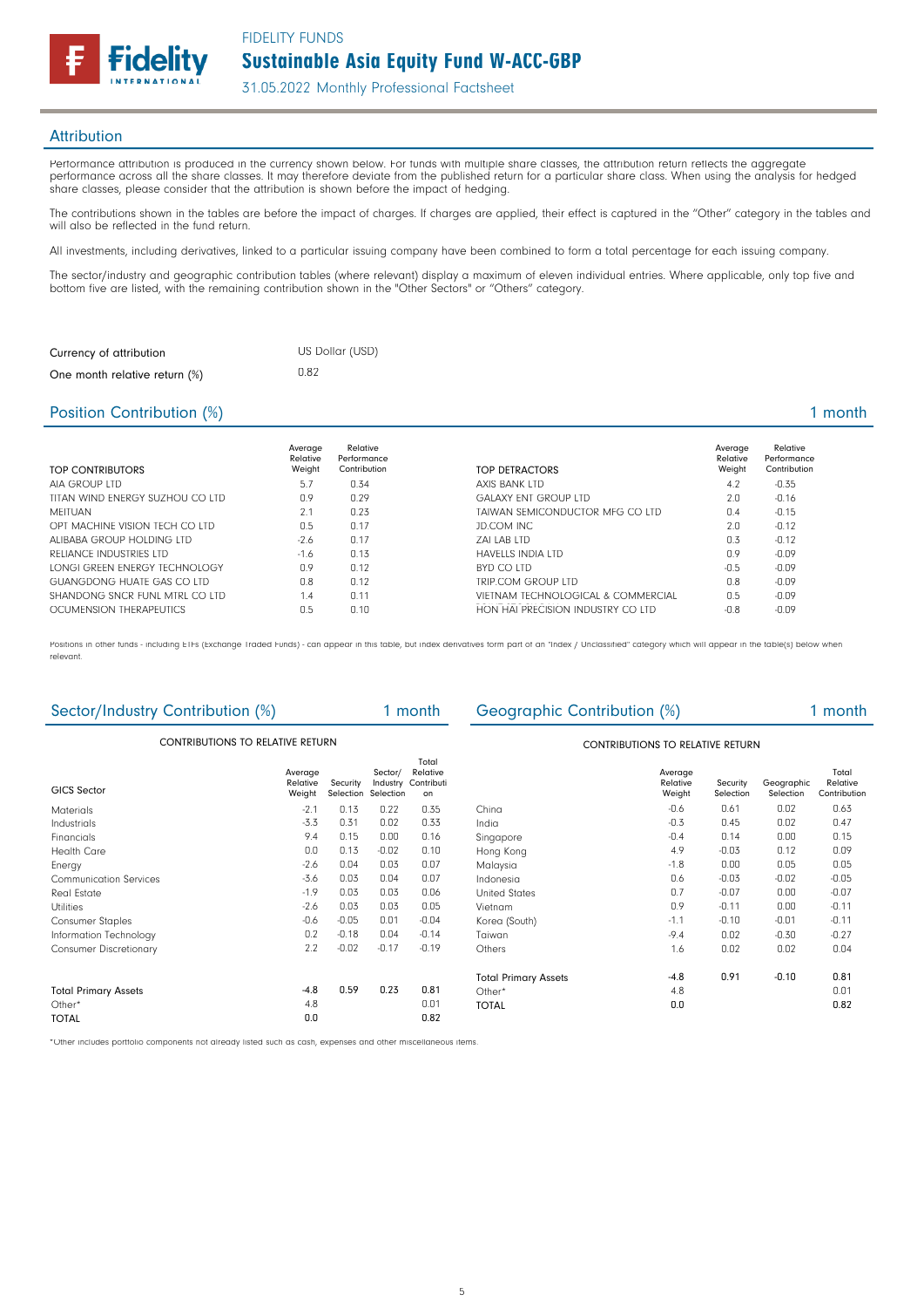## Attribution

Performance attribution is produced in the currency shown below. For funds with multiple share classes, the attribution return reflects the aggregate performance across all the share classes. It may therefore deviate from the published return for a particular share class. When using the analysis for hedged share classes, please consider that the attribution is shown before the impact of hedging.

The contributions shown in the tables are before the impact of charges. If charges are applied, their effect is captured in the "Other" category in the tables and will also be reflected in the fund return.

All investments, including derivatives, linked to a particular issuing company have been combined to form a total percentage for each issuing company.

The sector/industry and geographic contribution tables (where relevant) display a maximum of eleven individual entries. Where applicable, only top five and bottom five are listed, with the remaining contribution shown in the "Other Sectors" or "Others" category.

| | |
|---|---|
| Currency of attribution | US Dollar (USD) |
| One month relative return (%) | 0.82 |

## Position Contribution (%) 1 month

| TOP CONTRIBUTORS | Average Relative Weight | Relative Performance Contribution |
|---|---|---|
| AIA GROUP LTD | 5.7 | 0.34 |
| TITAN WIND ENERGY SUZHOU CO LTD | 0.9 | 0.29 |
| MEITUAN | 2.1 | 0.23 |
| OPT MACHINE VISION TECH CO LTD | 0.5 | 0.17 |
| ALIBABA GROUP HOLDING LTD | -2.6 | 0.17 |
| RELIANCE INDUSTRIES LTD | -1.6 | 0.13 |
| LONGI GREEN ENERGY TECHNOLOGY | 0.9 | 0.12 |
| GUANGDONG HUATE GAS CO LTD | 0.8 | 0.12 |
| SHANDONG SNCR FUNL MTRL CO LTD | 1.4 | 0.11 |
| OCUMENSION THERAPEUTICS | 0.5 | 0.10 |

| TOP DETRACTORS | Average Relative Weight | Relative Performance Contribution |
|---|---|---|
| AXIS BANK LTD | 4.2 | -0.35 |
| GALAXY ENT GROUP LTD | 2.0 | -0.16 |
| TAIWAN SEMICONDUCTOR MFG CO LTD | 0.4 | -0.15 |
| JD.COM INC | 2.0 | -0.12 |
| ZAI LAB LTD | 0.3 | -0.12 |
| HAVELLS INDIA LTD | 0.9 | -0.09 |
| BYD CO LTD | -0.5 | -0.09 |
| TRIP.COM GROUP LTD | 0.8 | -0.09 |
| VIETNAM TECHNOLOGICAL & COMMERCIAL | 0.5 | -0.09 |
| HON HAI PRECISION INDUSTRY CO LTD | -0.8 | -0.09 |

Positions in other funds - including ETFs (Exchange Traded Funds) - can appear in this table, but index derivatives form part of an "Index / Unclassified" category which will appear in the table(s) below when relevant.

## Sector/Industry Contribution (%) 1 month

CONTRIBUTIONS TO RELATIVE RETURN

| GICS Sector | Average Relative Weight | Security Selection | Sector/ Industry Selection | Total Relative Contribution |
|---|---|---|---|---|
| Materials | -2.1 | 0.13 | 0.22 | 0.35 |
| Industrials | -3.3 | 0.31 | 0.02 | 0.33 |
| Financials | 9.4 | 0.15 | 0.00 | 0.16 |
| Health Care | 0.0 | 0.13 | -0.02 | 0.10 |
| Energy | -2.6 | 0.04 | 0.03 | 0.07 |
| Communication Services | -3.6 | 0.03 | 0.04 | 0.07 |
| Real Estate | -1.9 | 0.03 | 0.03 | 0.06 |
| Utilities | -2.6 | 0.03 | 0.03 | 0.05 |
| Consumer Staples | -0.6 | -0.05 | 0.01 | -0.04 |
| Information Technology | 0.2 | -0.18 | 0.04 | -0.14 |
| Consumer Discretionary | 2.2 | -0.02 | -0.17 | -0.19 |
| Total Primary Assets | -4.8 | 0.59 | 0.23 | 0.81 |
| Other* | 4.8 | | | 0.01 |
| TOTAL | 0.0 | | | 0.82 |

## Geographic Contribution (%) 1 month

CONTRIBUTIONS TO RELATIVE RETURN

| | Average Relative Weight | Security Selection | Geographic Selection | Total Relative Contribution |
|---|---|---|---|---|
| China | -0.6 | 0.61 | 0.02 | 0.63 |
| India | -0.3 | 0.45 | 0.02 | 0.47 |
| Singapore | -0.4 | 0.14 | 0.00 | 0.15 |
| Hong Kong | 4.9 | -0.03 | 0.12 | 0.09 |
| Malaysia | -1.8 | 0.00 | 0.05 | 0.05 |
| Indonesia | 0.6 | -0.03 | -0.02 | -0.05 |
| United States | 0.7 | -0.07 | 0.00 | -0.07 |
| Vietnam | 0.9 | -0.11 | 0.00 | -0.11 |
| Korea (South) | -1.1 | -0.10 | -0.01 | -0.11 |
| Taiwan | -9.4 | 0.02 | -0.30 | -0.27 |
| Others | 1.6 | 0.02 | 0.02 | 0.04 |
| Total Primary Assets | -4.8 | 0.91 | -0.10 | 0.81 |
| Other* | 4.8 | | | 0.01 |
| TOTAL | 0.0 | | | 0.82 |

*Other includes portfolio components not already listed such as cash, expenses and other miscellaneous items.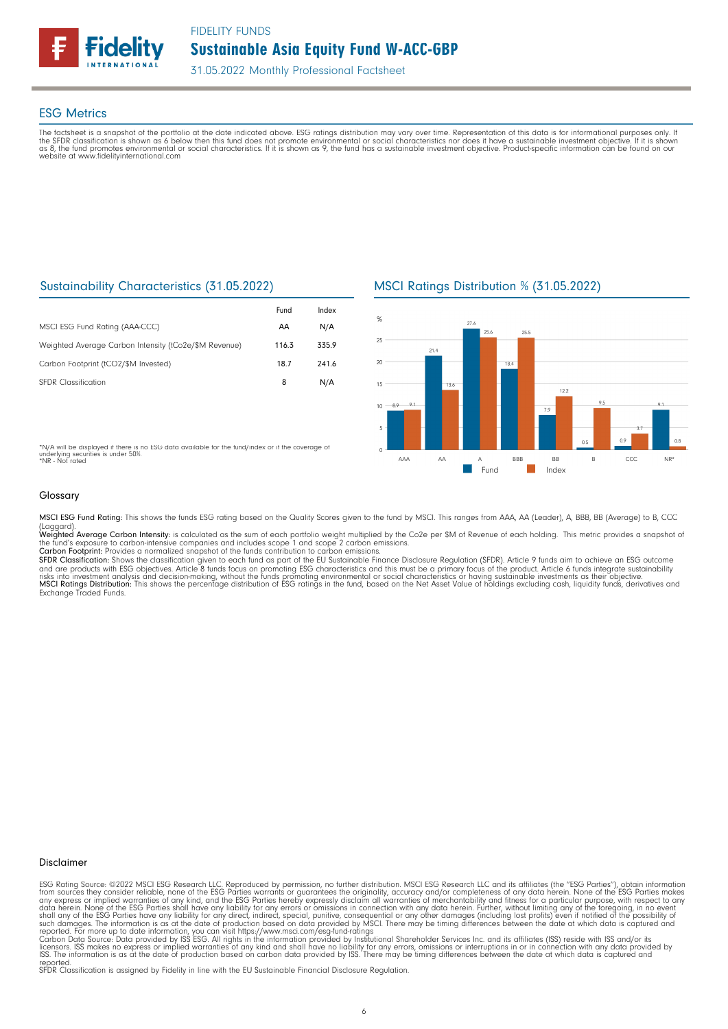## ESG Metrics

The factsheet is a snapshot of the portfolio at the date indicated above. ESG ratings distribution may vary over time. Representation of this data is for informational purposes only. If the SFDR classification is shown as 6 below then this fund does not promote environmental or social characteristics nor does it have a sustainable investment objective. If it is shown as 8, the fund promotes environmental or social characteristics. If it is shown as 9, the fund has a sustainable investment objective. Product-specific information can be found on our website at www.fidelityinternational.com

### Sustainability Characteristics (31.05.2022)

| | Fund | Index |
|---|---|---|
| MSCI ESG Fund Rating (AAA-CCC) | AA | N/A |
| Weighted Average Carbon Intensity (tCo2e/$M Revenue) | 116.3 | 335.9 |
| Carbon Footprint (tCO2/$M Invested) | 18.7 | 241.6 |
| SFDR Classification | 8 | N/A |

*N/A will be displayed if there is no ESG data available for the fund/index or if the coverage of underlying securities is under 50%.
*NR - Not rated

### MSCI Ratings Distribution % (31.05.2022)

| % | AAA | AA | A | BBB | BB | B | CCC | NR* |
|---|---|---|---|---|---|---|---|---|
| Fund | 8.9 | 21.4 | 27.6 | 18.4 | 7.9 | 0.5 | 0.9 | 9.1 |
| Index | 9.1 | 13.6 | 25.6 | 25.5 | 12.2 | 9.5 | 3.7 | 0.8 |

### Glossary

**MSCI ESG Fund Rating:** This shows the funds ESG rating based on the Quality Scores given to the fund by MSCI. This ranges from AAA, AA (Leader), A, BBB, BB (Average) to B, CCC (Laggard).

**Weighted Average Carbon Intensity:** is calculated as the sum of each portfolio weight multiplied by the Co2e per $M of Revenue of each holding. This metric provides a snapshot of the fund's exposure to carbon-intensive companies and includes scope 1 and scope 2 carbon emissions.

**Carbon Footprint:** Provides a normalized snapshot of the funds contribution to carbon emissions.

**SFDR Classification:** Shows the classification given to each fund as part of the EU Sustainable Finance Disclosure Regulation (SFDR). Article 9 funds aim to achieve an ESG outcome and are products with ESG objectives. Article 8 funds focus on promoting ESG characteristics and this must be a primary focus of the product. Article 6 funds integrate sustainability risks into investment analysis and decision-making, without the funds promoting environmental or social characteristics or having sustainable investments as their objective.

**MSCI Ratings Distribution:** This shows the percentage distribution of ESG ratings in the fund, based on the Net Asset Value of holdings excluding cash, liquidity funds, derivatives and Exchange Traded Funds.

### Disclaimer

ESG Rating Source: ©2022 MSCI ESG Research LLC. Reproduced by permission, no further distribution. MSCI ESG Research LLC and its affiliates (the "ESG Parties"), obtain information from sources they consider reliable, none of the ESG Parties warrants or guarantees the originality, accuracy and/or completeness of any data herein. None of the ESG Parties makes any express or implied warranties of any kind, and the ESG Parties hereby expressly disclaim all warranties of merchantability and fitness for a particular purpose, with respect to any data herein. None of the ESG Parties shall have any liability for any errors or omissions in connection with any data herein. Further, without limiting any of the foregoing, in no event shall any of the ESG Parties have any liability for any direct, indirect, special, punitive, consequential or any other damages (including lost profits) even if notified of the possibility of such damages. The information is as at the date of production based on data provided by MSCI. There may be timing differences between the date at which data is captured and reported. For more up to date information, you can visit https://www.msci.com/esg-fund-ratings

Carbon Data Source: Data provided by ISS ESG. All rights in the information provided by Institutional Shareholder Services Inc. and its affiliates (ISS) reside with ISS and/or its licensors. ISS makes no express or implied warranties of any kind and shall have no liability for any errors, omissions or interruptions in or in connection with any data provided by ISS. The information is as at the date of production based on carbon data provided by ISS. There may be timing differences between the date at which data is captured and reported.

SFDR Classification is assigned by Fidelity in line with the EU Sustainable Financial Disclosure Regulation.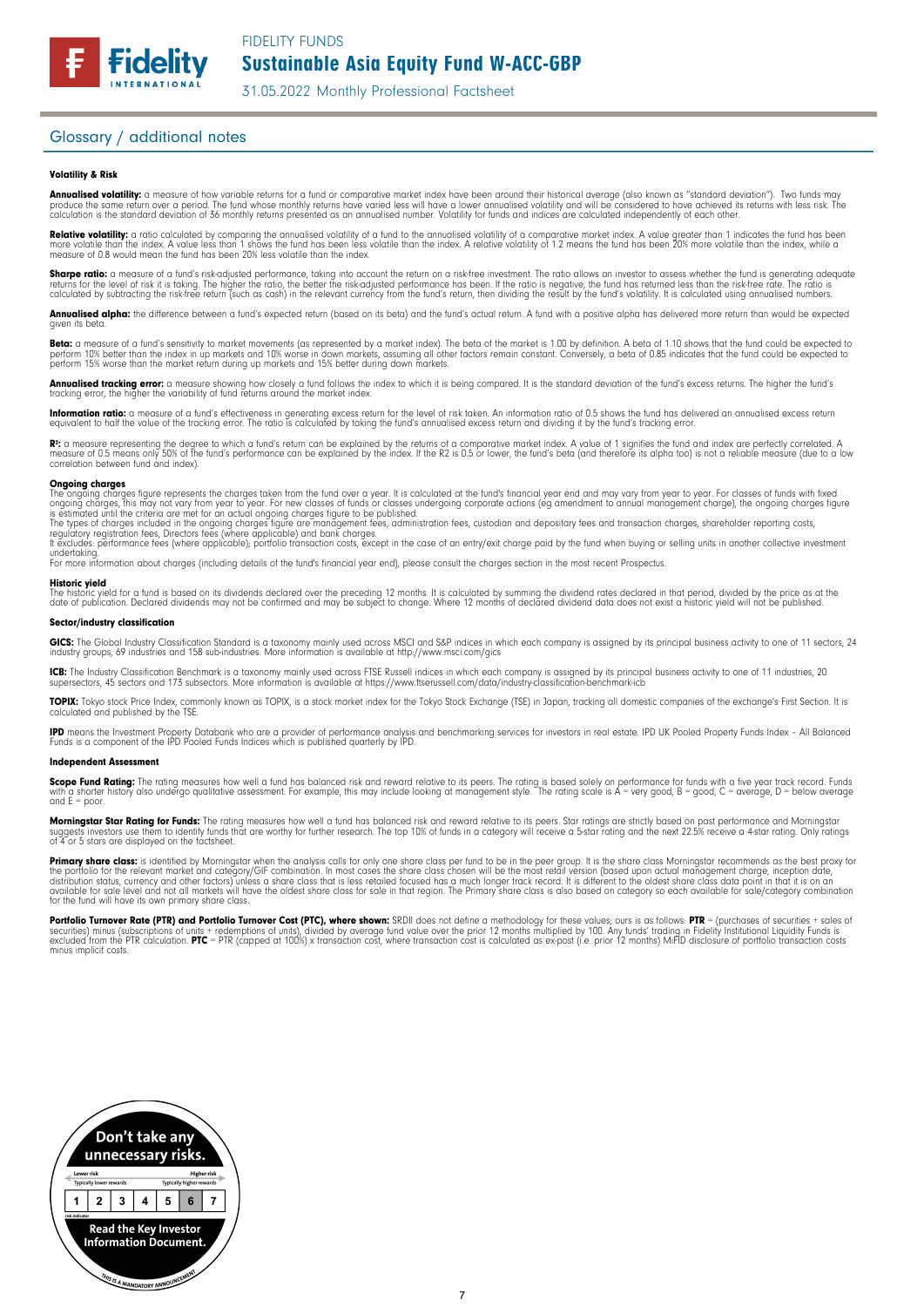## Glossary / additional notes

### Volatility & Risk

**Annualised volatility:** a measure of how variable returns for a fund or comparative market index have been around their historical average (also known as "standard deviation"). Two funds may produce the same return over a period. The fund whose monthly returns have varied less will have a lower annualised volatility and will be considered to have achieved its returns with less risk. The calculation is the standard deviation of 36 monthly returns presented as an annualised number. Volatility for funds and indices are calculated independently of each other.

**Relative volatility:** a ratio calculated by comparing the annualised volatility of a fund to the annualised volatility of a comparative market index. A value greater than 1 indicates the fund has been more volatile than the index. A value less than 1 shows the fund has been less volatile than the index. A relative volatility of 1.2 means the fund has been 20% more volatile than the index, while a measure of 0.8 would mean the fund has been 20% less volatile than the index.

**Sharpe ratio:** a measure of a fund's risk-adjusted performance, taking into account the return on a risk-free investment. The ratio allows an investor to assess whether the fund is generating adequate returns for the level of risk it is taking. The higher the ratio, the better the risk-adjusted performance has been. If the ratio is negative, the fund has returned less than the risk-free rate. The ratio is calculated by subtracting the risk-free return (such as cash) in the relevant currency from the fund's return, then dividing the result by the fund's volatility. It is calculated using annualised numbers.

**Annualised alpha:** the difference between a fund's expected return (based on its beta) and the fund's actual return. A fund with a positive alpha has delivered more return than would be expected given its beta.

**Beta:** a measure of a fund's sensitivity to market movements (as represented by a market index). The beta of the market is 1.00 by definition. A beta of 1.10 shows that the fund could be expected to perform 10% better than the index in up markets and 10% worse in down markets, assuming all other factors remain constant. Conversely, a beta of 0.85 indicates that the fund could be expected to perform 15% worse than the market return during up markets and 15% better during down markets.

**Annualised tracking error:** a measure showing how closely a fund follows the index to which it is being compared. It is the standard deviation of the fund's excess returns. The higher the fund's tracking error, the higher the variability of fund returns around the market index.

**Information ratio:** a measure of a fund's effectiveness in generating excess return for the level of risk taken. An information ratio of 0.5 shows the fund has delivered an annualised excess return equivalent to half the value of the tracking error. The ratio is calculated by taking the fund's annualised excess return and dividing it by the fund's tracking error.

**$R^2$:** a measure representing the degree to which a fund's return can be explained by the returns of a comparative market index. A value of 1 signifies the fund and index are perfectly correlated. A measure of 0.5 means only 50% of the fund's performance can be explained by the index. If the R2 is 0.5 or lower, the fund's beta (and therefore its alpha too) is not a reliable measure (due to a low correlation between fund and index).

**Ongoing charges**

The ongoing charges figure represents the charges taken from the fund over a year. It is calculated at the fund's financial year end and may vary from year to year. For classes of funds with fixed ongoing charges, this may not vary from year to year. For new classes of funds or classes undergoing corporate actions (eg amendment to annual management charge), the ongoing charges figure is estimated until the criteria are met for an actual ongoing charges figure to be published.

The types of charges included in the ongoing charges figure are management fees, administration fees, custodian and depositary fees and transaction charges, shareholder reporting costs, regulatory registration fees, Directors fees (where applicable) and bank charges.

It excludes: performance fees (where applicable); portfolio transaction costs, except in the case of an entry/exit charge paid by the fund when buying or selling units in another collective investment undertaking.

For more information about charges (including details of the fund's financial year end), please consult the charges section in the most recent Prospectus.

**Historic yield**

The historic yield for a fund is based on its dividends declared over the preceding 12 months. It is calculated by summing the dividend rates declared in that period, divided by the price as at the date of publication. Declared dividends may not be confirmed and may be subject to change. Where 12 months of declared dividend data does not exist a historic yield will not be published.

### Sector/industry classification

**GICS:** The Global Industry Classification Standard is a taxonomy mainly used across MSCI and S&P indices in which each company is assigned by its principal business activity to one of 11 sectors, 24 industry groups, 69 industries and 158 sub-industries. More information is available at http://www.msci.com/gics

**ICB:** The Industry Classification Benchmark is a taxonomy mainly used across FTSE Russell indices in which each company is assigned by its principal business activity to one of 11 industries, 20 supersectors, 45 sectors and 173 subsectors. More information is available at https://www.ftserussell.com/data/industry-classification-benchmark-icb

**TOPIX:** Tokyo stock Price Index, commonly known as TOPIX, is a stock market index for the Tokyo Stock Exchange (TSE) in Japan, tracking all domestic companies of the exchange's First Section. It is calculated and published by the TSE.

**IPD** means the Investment Property Databank who are a provider of performance analysis and benchmarking services for investors in real estate. IPD UK Pooled Property Funds Index – All Balanced Funds is a component of the IPD Pooled Funds Indices which is published quarterly by IPD.

### Independent Assessment

**Scope Fund Rating:** The rating measures how well a fund has balanced risk and reward relative to its peers. The rating is based solely on performance for funds with a five year track record. Funds with a shorter history also undergo qualitative assessment. For example, this may include looking at management style. The rating scale is A = very good, B = good, C = average, D = below average and E = poor.

**Morningstar Star Rating for Funds:** The rating measures how well a fund has balanced risk and reward relative to its peers. Star ratings are strictly based on past performance and Morningstar suggests investors use them to identify funds that are worthy for further research. The top 10% of funds in a category will receive a 5-star rating and the next 22.5% receive a 4-star rating. Only ratings of 4 or 5 stars are displayed on the factsheet.

**Primary share class:** is identified by Morningstar when the analysis calls for only one share class per fund to be in the peer group. It is the share class Morningstar recommends as the best proxy for the portfolio for the relevant market and category/GIF combination. In most cases the share class chosen will be the most retail version (based upon actual management charge, inception date, distribution status, currency and other factors) unless a share class that is less retailed focused has a much longer track record. It is different to the oldest share class data point in that it is on an available for sale level and not all markets will have the oldest share class for sale in that region. The Primary share class is also based on category so each available for sale/category combination for the fund will have its own primary share class.

**Portfolio Turnover Rate (PTR) and Portfolio Turnover Cost (PTC), where shown:** SRDII does not define a methodology for these values; ours is as follows: **PTR** = (purchases of securities + sales of securities) minus (subscriptions of units + redemptions of units), divided by average fund value over the prior 12 months multiplied by 100. Any funds' trading in Fidelity Institutional Liquidity Funds is excluded from the PTR calculation. **PTC** = PTR (capped at 100%) x transaction cost, where transaction cost is calculated as ex-post (i.e. prior 12 months) MiFID disclosure of portfolio transaction costs minus implicit costs.

**Don't take any unnecessary risks.**

| Lower risk | | | | | | Higher risk |
|---|---|---|---|---|---|---|
| Typically lower rewards | | | | | | Typically higher rewards |
| 1 | 2 | 3 | 4 | 5 | 6 | 7 |

risk indicator

**Read the Key Investor Information Document.**

THIS IS A MANDATORY ANNOUNCEMENT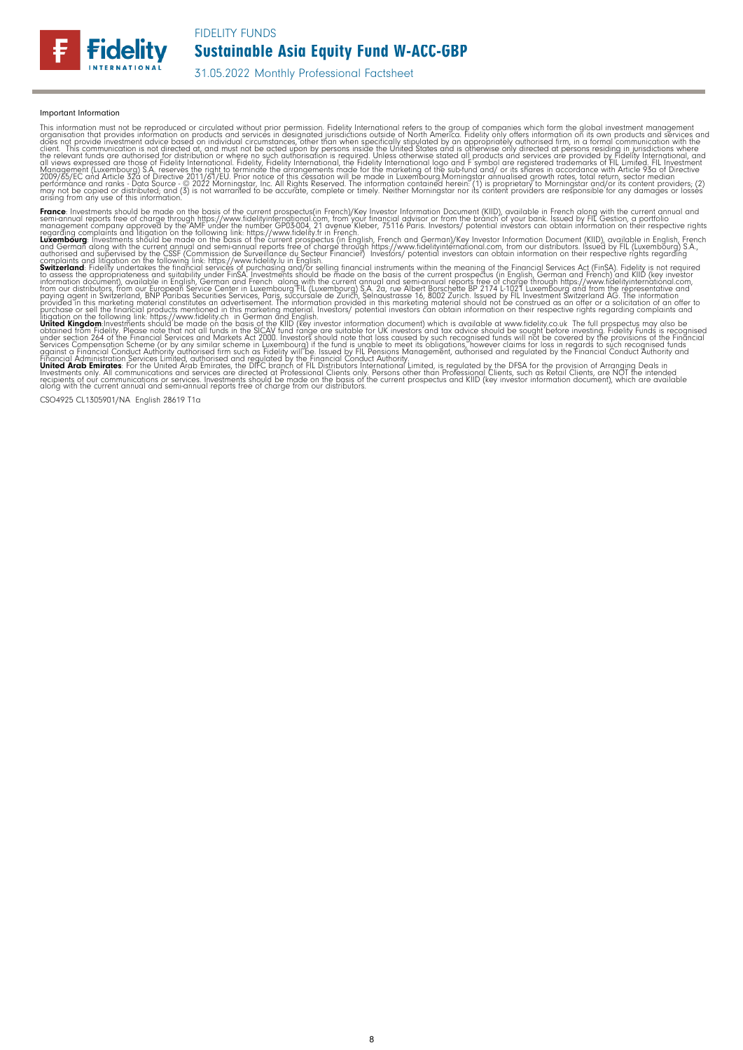#### Important Information

This information must not be reproduced or circulated without prior permission. Fidelity International refers to the group of companies which form the global investment management organisation that provides information on products and services in designated jurisdictions outside of North America. Fidelity only offers information on its own products and services and does not provide investment advice based on individual circumstances, other than when specifically stipulated by an appropriately authorised firm, in a formal communication with the client. This communication is not directed at, and must not be acted upon by persons inside the United States and is otherwise only directed at persons residing in jurisdictions where the relevant funds are authorised for distribution or where no such authorisation is required. Unless otherwise stated all products and services are provided by Fidelity International, and all views expressed are those of Fidelity International. Fidelity, Fidelity International, the Fidelity International logo and F symbol are registered trademarks of FIL Limited. FIL Investment Management (Luxembourg) S.A. reserves the right to terminate the arrangements made for the marketing of the sub-fund and/ or its shares in accordance with Article 93a of Directive 2009/65/EC and Article 32a of Directive 2011/61/EU. Prior notice of this cessation will be made in Luxembourg.Morningstar annualised growth rates, total return, sector median performance and ranks - Data Source - © 2022 Morningstar, Inc. All Rights Reserved. The information contained herein: (1) is proprietary to Morningstar and/or its content providers; (2) may not be copied or distributed; and (3) is not warranted to be accurate, complete or timely. Neither Morningstar nor its content providers are responsible for any damages or losses arising from any use of this information.

**France**: Investments should be made on the basis of the current prospectus(in French)/Key Investor Information Document (KIID), available in French along with the current annual and semi-annual reports free of charge through https://www.fidelityinternational.com, from your financial advisor or from the branch of your bank. Issued by FIL Gestion, a portfolio management company approved by the AMF under the number GP03-004, 21 avenue Kleber, 75116 Paris. Investors/ potential investors can obtain information on their respective rights regarding complaints and litigation on the following link: https://www.fidelity.fr in French.
**Luxembourg**: Investments should be made on the basis of the current prospectus (in English, French and German)/Key Investor Information Document (KIID), available in English, French and German along with the current annual and semi-annual reports free of charge through https://www.fidelityinternational.com, from our distributors. Issued by FIL (Luxembourg) S.A., authorised and supervised by the CSSF (Commission de Surveillance du Secteur Financier) Investors/ potential investors can obtain information on their respective rights regarding complaints and litigation on the following link: https://www.fidelity.lu in English.
**Switzerland**: Fidelity undertakes the financial services of purchasing and/or selling financial instruments within the meaning of the Financial Services Act (FinSA). Fidelity is not required to assess the appropriateness and suitability under FinSA. Investments should be made on the basis of the current prospectus (in English, German and French) and KIID (key investor information document), available in English, German and French along with the current annual and semi-annual reports free of charge through https://www.fidelityinternational.com, from our distributors, from our European Service Center in Luxembourg FIL (Luxembourg) S.A. 2a, rue Albert Borschette BP 2174 L-1021 Luxembourg and from the representative and paying agent in Switzerland, BNP Paribas Securities Services, Paris, succursale de Zurich, Selnaustrasse 16, 8002 Zurich. Issued by FIL Investment Switzerland AG. The information provided in this marketing material constitutes an advertisement. The information provided in this marketing material should not be construed as an offer or a solicitation of an offer to purchase or sell the financial products mentioned in this marketing material. Investors/ potential investors can obtain information on their respective rights regarding complaints and litigation on the following link: https://www.fidelity.ch in German and English.
**United Kingdom**:Investments should be made on the basis of the KIID (key investor information document) which is available at www.fidelity.co.uk The full prospectus may also be obtained from Fidelity. Please note that not all funds in the SICAV fund range are suitable for UK investors and tax advice should be sought before investing. Fidelity Funds is recognised under section 264 of the Financial Services and Markets Act 2000. Investors should note that loss caused by such recognised funds will not be covered by the provisions of the Financial Services Compensation Scheme (or by any similar scheme in Luxembourg) if the fund is unable to meet its obligations, however claims for loss in regards to such recognised funds against a Financial Conduct Authority authorised firm such as Fidelity will be. Issued by FIL Pensions Management, authorised and regulated by the Financial Conduct Authority and Financial Administration Services Limited, authorised and regulated by the Financial Conduct Authority.
**United Arab Emirates**: For the United Arab Emirates, the DIFC branch of FIL Distributors International Limited, is regulated by the DFSA for the provision of Arranging Deals in Investments only. All communications and services are directed at Professional Clients only. Persons other than Professional Clients, such as Retail Clients, are NOT the intended recipients of our communications or services. Investments should be made on the basis of the current prospectus and KIID (key investor information document), which are available along with the current annual and semi-annual reports free of charge from our distributors.

CSO4925 CL1305901/NA English 28619 T1a